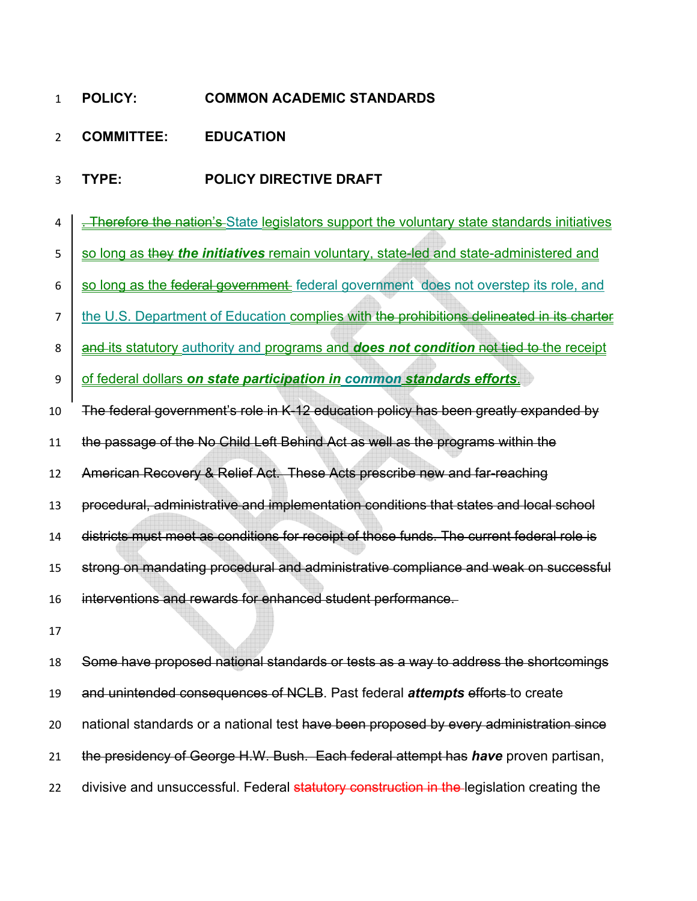**POLICY:** **COMMON ACADEMIC STANDARDS**

**COMMITTEE:** **EDUCATION**

**TYPE:** **POLICY DIRECTIVE DRAFT**

~~. Therefore the nation's~~ State legislators support the voluntary state standards initiatives so long as ~~they~~ ***the initiatives*** remain voluntary, state-led and state-administered and so long as the ~~federal government~~ federal government does not overstep its role, and the U.S. Department of Education complies with ~~the prohibitions delineated in its charter and~~ its statutory authority and programs and ***does not condition*** ~~not tied to~~ the receipt of federal dollars ***on state participation in common standards efforts***.

~~The federal government's role in K-12 education policy has been greatly expanded by the passage of the No Child Left Behind Act as well as the programs within the American Recovery & Relief Act. These Acts prescribe new and far-reaching procedural, administrative and implementation conditions that states and local school districts must meet as conditions for receipt of those funds. The current federal role is strong on mandating procedural and administrative compliance and weak on successful interventions and rewards for enhanced student performance.~~

~~Some have proposed national standards or tests as a way to address the shortcomings and unintended consequences of NCLB~~. Past federal ***attempts*** ~~efforts~~ to create national standards or a national test ~~have been proposed by every administration since the presidency of George H.W. Bush. Each federal attempt has~~ ***have*** proven partisan, divisive and unsuccessful. Federal ~~statutory construction in the~~ legislation creating the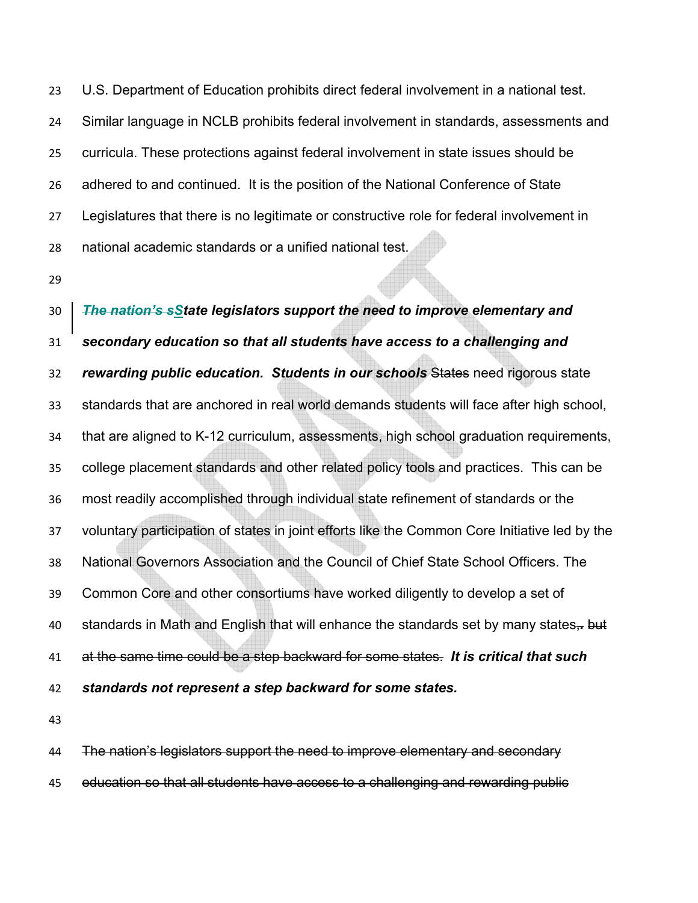U.S. Department of Education prohibits direct federal involvement in a national test. Similar language in NCLB prohibits federal involvement in standards, assessments and curricula. These protections against federal involvement in state issues should be adhered to and continued. It is the position of the National Conference of State Legislatures that there is no legitimate or constructive role for federal involvement in national academic standards or a unified national test.

~~***The nation's s***~~***State legislators support the need to improve elementary and secondary education so that all students have access to a challenging and rewarding public education. Students in our schools*** ~~States~~ need rigorous state standards that are anchored in real world demands students will face after high school, that are aligned to K-12 curriculum, assessments, high school graduation requirements, college placement standards and other related policy tools and practices. This can be most readily accomplished through individual state refinement of standards or the voluntary participation of states in joint efforts like the Common Core Initiative led by the National Governors Association and the Council of Chief State School Officers. The Common Core and other consortiums have worked diligently to develop a set of standards in Math and English that will enhance the standards set by many states~~, but at the same time could be a step backward for some states~~. ***It is critical that such standards not represent a step backward for some states.***

~~The nation's legislators support the need to improve elementary and secondary education so that all students have access to a challenging and rewarding public~~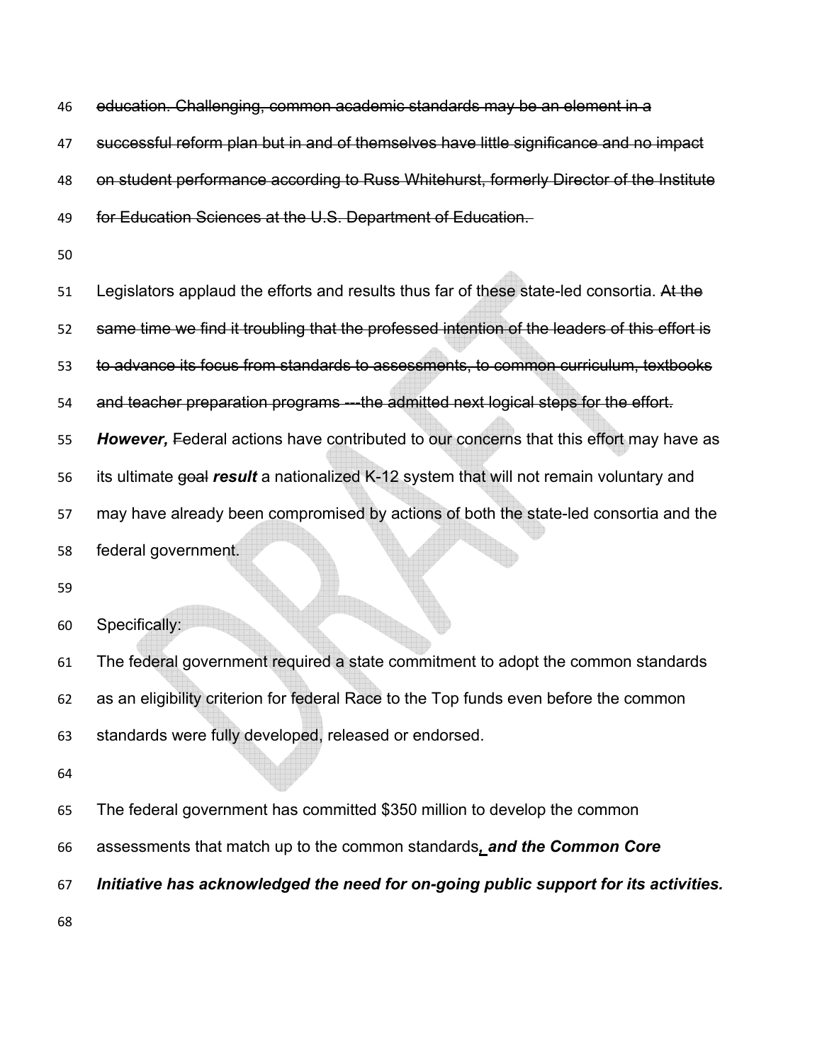~~education. Challenging, common academic standards may be an element in a successful reform plan but in and of themselves have little significance and no impact on student performance according to Russ Whitehurst, formerly Director of the Institute for Education Sciences at the U.S. Department of Education.~~

Legislators applaud the efforts and results thus far of these state-led consortia. ~~At the same time we find it troubling that the professed intention of the leaders of this effort is to advance its focus from standards to assessments, to common curriculum, textbooks and teacher preparation programs ---the admitted next logical steps for the effort.~~ ***However,*** ~~F~~ederal actions have contributed to our concerns that this effort may have as its ultimate ~~goal~~ ***result*** a nationalized K-12 system that will not remain voluntary and may have already been compromised by actions of both the state-led consortia and the federal government.

Specifically:

The federal government required a state commitment to adopt the common standards as an eligibility criterion for federal Race to the Top funds even before the common standards were fully developed, released or endorsed.

The federal government has committed $350 million to develop the common assessments that match up to the common standards***, and the Common Core Initiative has acknowledged the need for on-going public support for its activities.***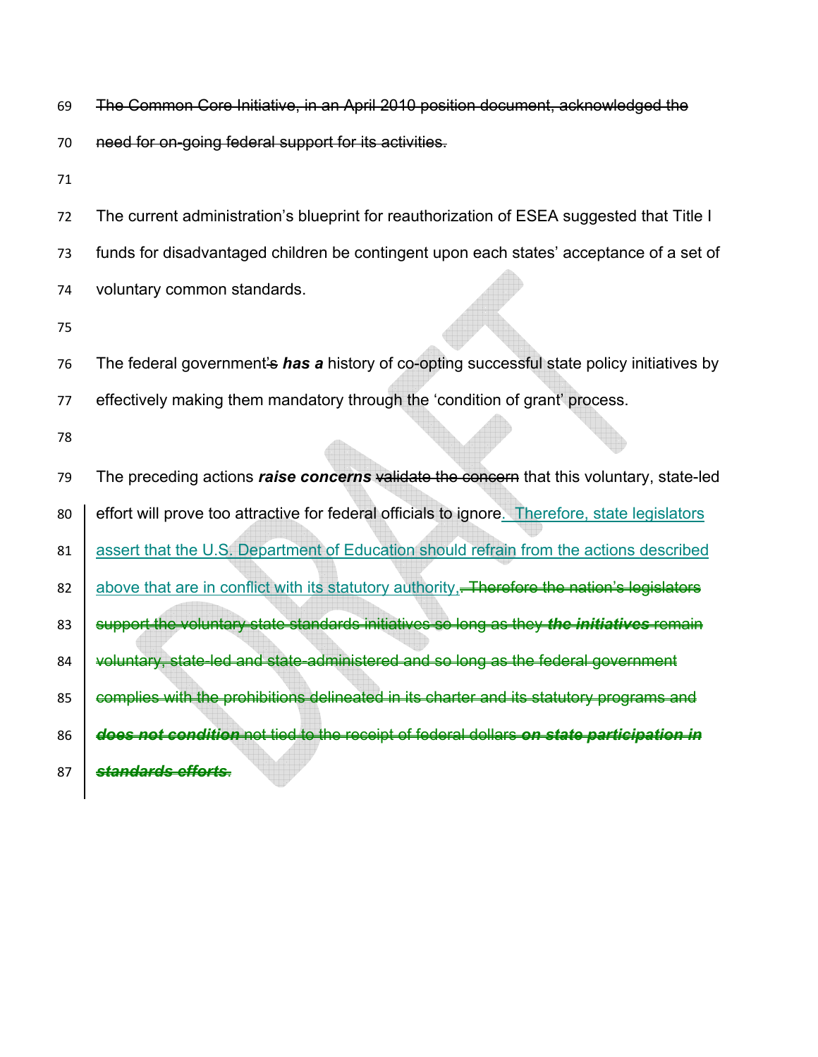~~The Common Core Initiative, in an April 2010 position document, acknowledged the need for on-going federal support for its activities.~~

The current administration's blueprint for reauthorization of ESEA suggested that Title I funds for disadvantaged children be contingent upon each states' acceptance of a set of voluntary common standards.

The federal government~~'s~~ ***has a*** history of co-opting successful state policy initiatives by effectively making them mandatory through the 'condition of grant' process.

The preceding actions ***raise concerns*** ~~validate the concern~~ that this voluntary, state-led effort will prove too attractive for federal officials to ignore. Therefore, state legislators assert that the U.S. Department of Education should refrain from the actions described above that are in conflict with its statutory authority.~~. Therefore the nation's legislators support the voluntary state standards initiatives so long as they~~ ~~***the initiatives***~~ ~~remain voluntary, state-led and state-administered and so long as the federal government complies with the prohibitions delineated in its charter and its statutory programs and~~ ~~***does not condition***~~ ~~not tied to the receipt of federal dollars~~ ~~***on state participation in standards efforts***~~~~.~~